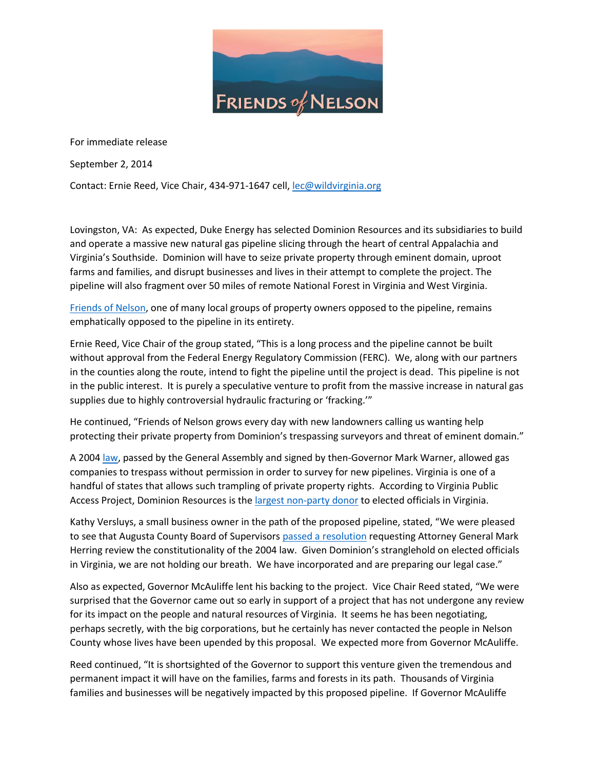FRIENDS of NELSON

For immediate release

September 2, 2014

Contact: Ernie Reed, Vice Chair, 434-971-1647 cell, [lec@wildvirginia.org](mailto:lec@wildvirginia.org)

Lovingston, VA: As expected, Duke Energy has selected Dominion Resources and its subsidiaries to build and operate a massive new natural gas pipeline slicing through the heart of central Appalachia and Virginia's Southside. Dominion will have to seize private property through eminent domain, uproot farms and families, and disrupt businesses and lives in their attempt to complete the project. The pipeline will also fragment over 50 miles of remote National Forest in Virginia and West Virginia.

[Friends of Nelson](), one of many local groups of property owners opposed to the pipeline, remains emphatically opposed to the pipeline in its entirety.

Ernie Reed, Vice Chair of the group stated, "This is a long process and the pipeline cannot be built without approval from the Federal Energy Regulatory Commission (FERC). We, along with our partners in the counties along the route, intend to fight the pipeline until the project is dead. This pipeline is not in the public interest. It is purely a speculative venture to profit from the massive increase in natural gas supplies due to highly controversial hydraulic fracturing or 'fracking.'"

He continued, "Friends of Nelson grows every day with new landowners calling us wanting help protecting their private property from Dominion's trespassing surveyors and threat of eminent domain."

A 2004 [law](), passed by the General Assembly and signed by then-Governor Mark Warner, allowed gas companies to trespass without permission in order to survey for new pipelines. Virginia is one of a handful of states that allows such trampling of private property rights. According to Virginia Public Access Project, Dominion Resources is the [largest non-party donor]() to elected officials in Virginia.

Kathy Versluys, a small business owner in the path of the proposed pipeline, stated, "We were pleased to see that Augusta County Board of Supervisors [passed a resolution]() requesting Attorney General Mark Herring review the constitutionality of the 2004 law. Given Dominion's stranglehold on elected officials in Virginia, we are not holding our breath. We have incorporated and are preparing our legal case."

Also as expected, Governor McAuliffe lent his backing to the project. Vice Chair Reed stated, "We were surprised that the Governor came out so early in support of a project that has not undergone any review for its impact on the people and natural resources of Virginia. It seems he has been negotiating, perhaps secretly, with the big corporations, but he certainly has never contacted the people in Nelson County whose lives have been upended by this proposal. We expected more from Governor McAuliffe.

Reed continued, "It is shortsighted of the Governor to support this venture given the tremendous and permanent impact it will have on the families, farms and forests in its path. Thousands of Virginia families and businesses will be negatively impacted by this proposed pipeline. If Governor McAuliffe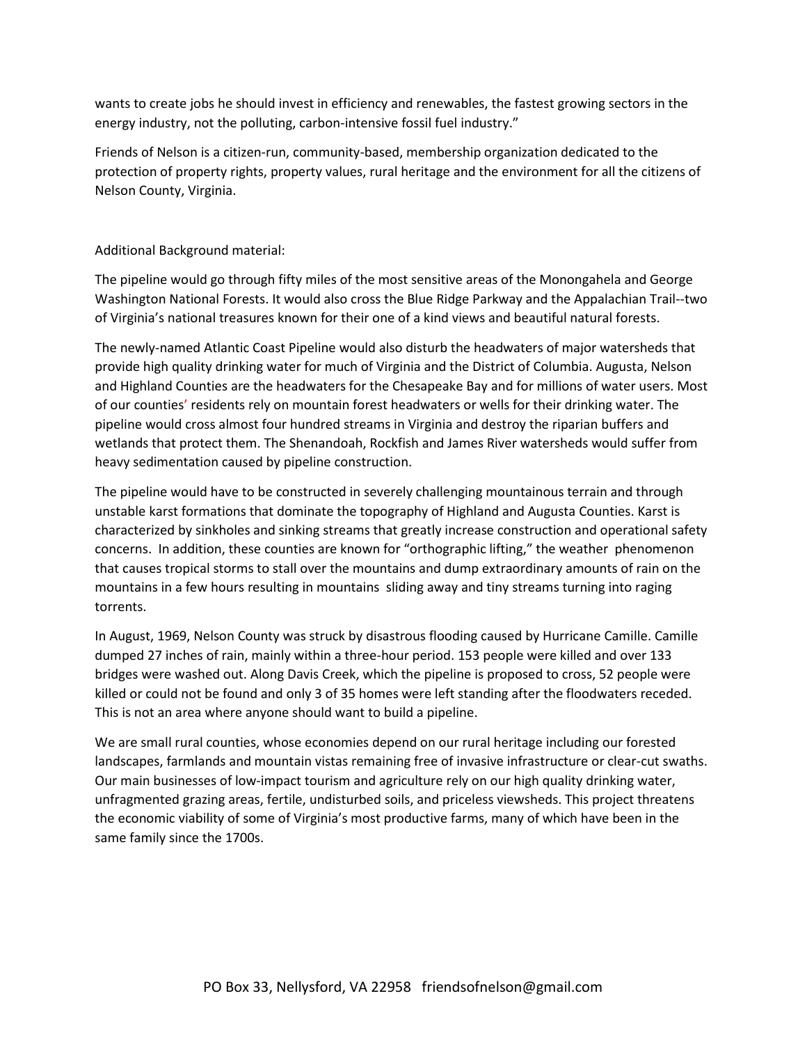wants to create jobs he should invest in efficiency and renewables, the fastest growing sectors in the energy industry, not the polluting, carbon-intensive fossil fuel industry."

Friends of Nelson is a citizen-run, community-based, membership organization dedicated to the protection of property rights, property values, rural heritage and the environment for all the citizens of Nelson County, Virginia.

Additional Background material:

The pipeline would go through fifty miles of the most sensitive areas of the Monongahela and George Washington National Forests. It would also cross the Blue Ridge Parkway and the Appalachian Trail--two of Virginia's national treasures known for their one of a kind views and beautiful natural forests.

The newly-named Atlantic Coast Pipeline would also disturb the headwaters of major watersheds that provide high quality drinking water for much of Virginia and the District of Columbia. Augusta, Nelson and Highland Counties are the headwaters for the Chesapeake Bay and for millions of water users. Most of our counties' residents rely on mountain forest headwaters or wells for their drinking water. The pipeline would cross almost four hundred streams in Virginia and destroy the riparian buffers and wetlands that protect them. The Shenandoah, Rockfish and James River watersheds would suffer from heavy sedimentation caused by pipeline construction.

The pipeline would have to be constructed in severely challenging mountainous terrain and through unstable karst formations that dominate the topography of Highland and Augusta Counties. Karst is characterized by sinkholes and sinking streams that greatly increase construction and operational safety concerns. In addition, these counties are known for "orthographic lifting," the weather phenomenon that causes tropical storms to stall over the mountains and dump extraordinary amounts of rain on the mountains in a few hours resulting in mountains sliding away and tiny streams turning into raging torrents.

In August, 1969, Nelson County was struck by disastrous flooding caused by Hurricane Camille. Camille dumped 27 inches of rain, mainly within a three-hour period. 153 people were killed and over 133 bridges were washed out. Along Davis Creek, which the pipeline is proposed to cross, 52 people were killed or could not be found and only 3 of 35 homes were left standing after the floodwaters receded. This is not an area where anyone should want to build a pipeline.

We are small rural counties, whose economies depend on our rural heritage including our forested landscapes, farmlands and mountain vistas remaining free of invasive infrastructure or clear-cut swaths. Our main businesses of low-impact tourism and agriculture rely on our high quality drinking water, unfragmented grazing areas, fertile, undisturbed soils, and priceless viewsheds. This project threatens the economic viability of some of Virginia's most productive farms, many of which have been in the same family since the 1700s.

PO Box 33, Nellysford, VA 22958 friendsofnelson@gmail.com